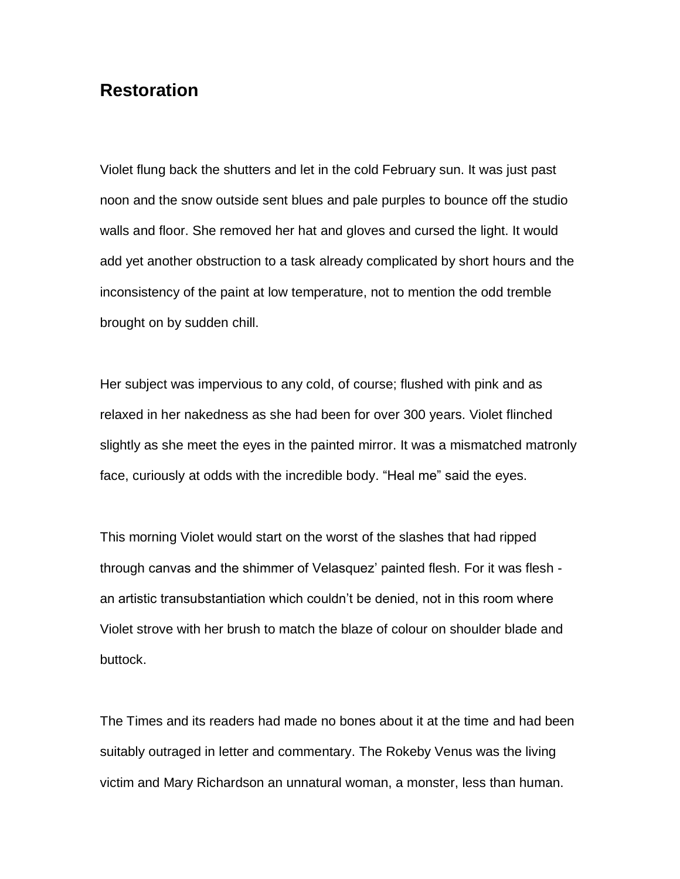# Restoration

Violet flung back the shutters and let in the cold February sun. It was just past noon and the snow outside sent blues and pale purples to bounce off the studio walls and floor. She removed her hat and gloves and cursed the light. It would add yet another obstruction to a task already complicated by short hours and the inconsistency of the paint at low temperature, not to mention the odd tremble brought on by sudden chill.

Her subject was impervious to any cold, of course; flushed with pink and as relaxed in her nakedness as she had been for over 300 years. Violet flinched slightly as she meet the eyes in the painted mirror. It was a mismatched matronly face, curiously at odds with the incredible body. "Heal me" said the eyes.

This morning Violet would start on the worst of the slashes that had ripped through canvas and the shimmer of Velasquez' painted flesh. For it was flesh - an artistic transubstantiation which couldn't be denied, not in this room where Violet strove with her brush to match the blaze of colour on shoulder blade and buttock.

The Times and its readers had made no bones about it at the time and had been suitably outraged in letter and commentary. The Rokeby Venus was the living victim and Mary Richardson an unnatural woman, a monster, less than human.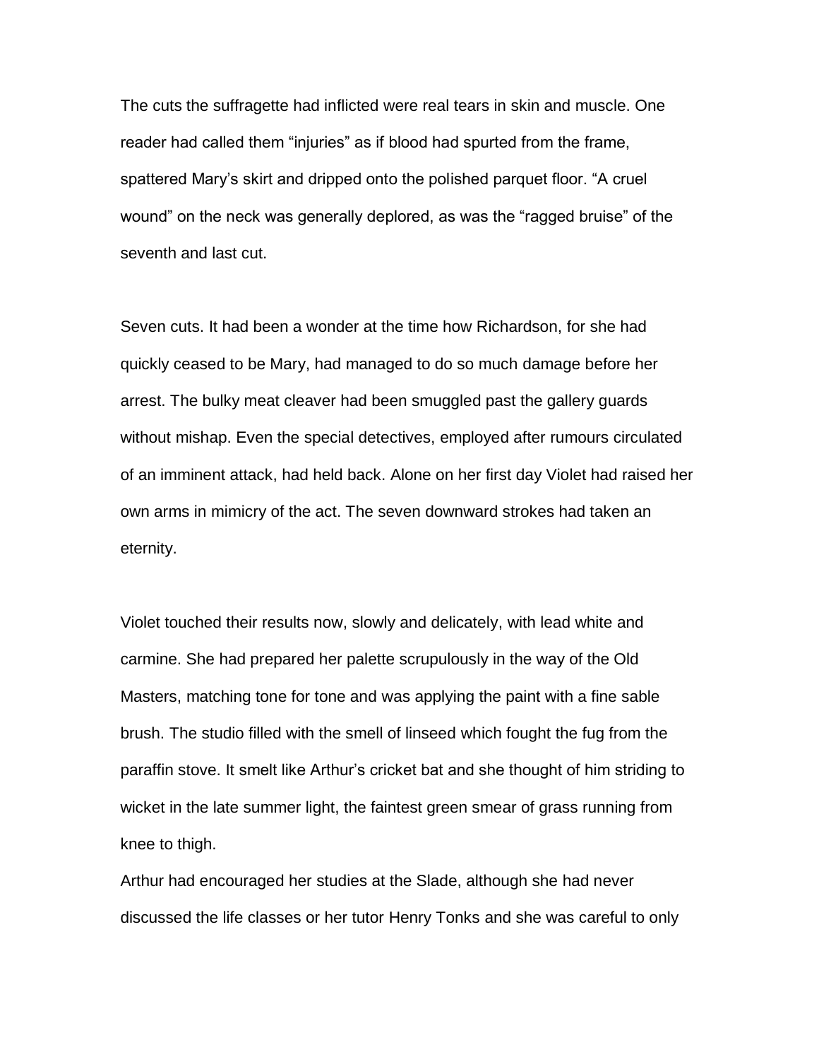The cuts the suffragette had inflicted were real tears in skin and muscle. One reader had called them “injuries” as if blood had spurted from the frame, spattered Mary’s skirt and dripped onto the polished parquet floor. “A cruel wound” on the neck was generally deplored, as was the “ragged bruise” of the seventh and last cut.

Seven cuts. It had been a wonder at the time how Richardson, for she had quickly ceased to be Mary, had managed to do so much damage before her arrest. The bulky meat cleaver had been smuggled past the gallery guards without mishap. Even the special detectives, employed after rumours circulated of an imminent attack, had held back. Alone on her first day Violet had raised her own arms in mimicry of the act. The seven downward strokes had taken an eternity.

Violet touched their results now, slowly and delicately, with lead white and carmine. She had prepared her palette scrupulously in the way of the Old Masters, matching tone for tone and was applying the paint with a fine sable brush. The studio filled with the smell of linseed which fought the fug from the paraffin stove. It smelt like Arthur’s cricket bat and she thought of him striding to wicket in the late summer light, the faintest green smear of grass running from knee to thigh.

Arthur had encouraged her studies at the Slade, although she had never discussed the life classes or her tutor Henry Tonks and she was careful to only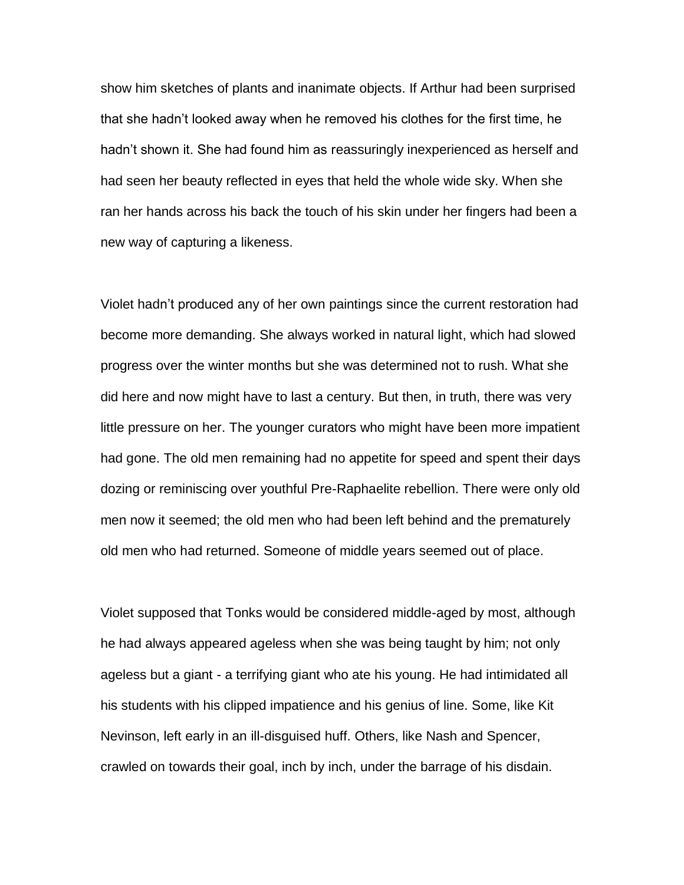show him sketches of plants and inanimate objects. If Arthur had been surprised that she hadn't looked away when he removed his clothes for the first time, he hadn't shown it. She had found him as reassuringly inexperienced as herself and had seen her beauty reflected in eyes that held the whole wide sky. When she ran her hands across his back the touch of his skin under her fingers had been a new way of capturing a likeness.

Violet hadn't produced any of her own paintings since the current restoration had become more demanding. She always worked in natural light, which had slowed progress over the winter months but she was determined not to rush. What she did here and now might have to last a century. But then, in truth, there was very little pressure on her. The younger curators who might have been more impatient had gone. The old men remaining had no appetite for speed and spent their days dozing or reminiscing over youthful Pre-Raphaelite rebellion. There were only old men now it seemed; the old men who had been left behind and the prematurely old men who had returned. Someone of middle years seemed out of place.

Violet supposed that Tonks would be considered middle-aged by most, although he had always appeared ageless when she was being taught by him; not only ageless but a giant - a terrifying giant who ate his young. He had intimidated all his students with his clipped impatience and his genius of line. Some, like Kit Nevinson, left early in an ill-disguised huff. Others, like Nash and Spencer, crawled on towards their goal, inch by inch, under the barrage of his disdain.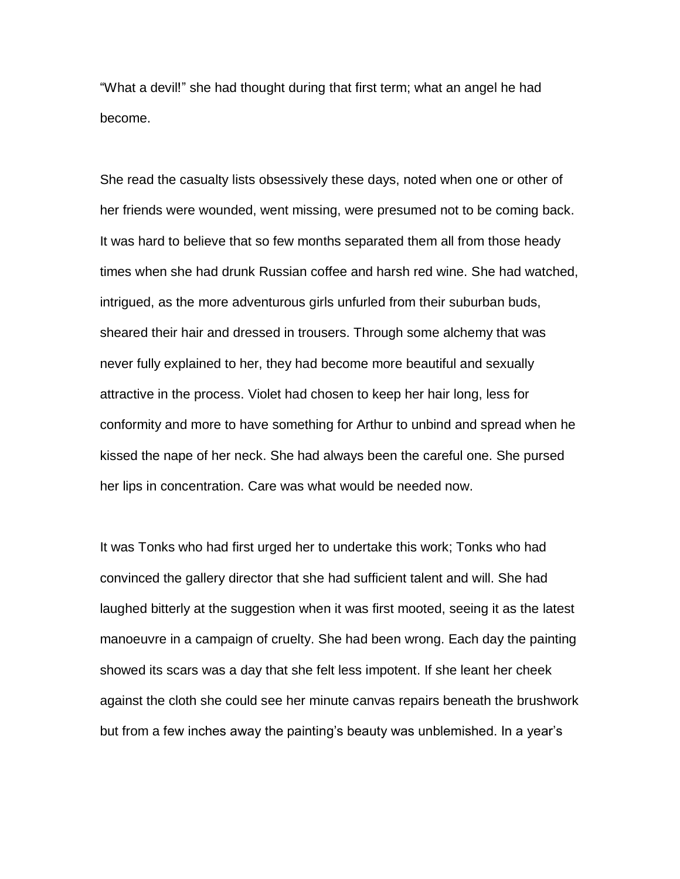"What a devil!" she had thought during that first term; what an angel he had become.

She read the casualty lists obsessively these days, noted when one or other of her friends were wounded, went missing, were presumed not to be coming back. It was hard to believe that so few months separated them all from those heady times when she had drunk Russian coffee and harsh red wine. She had watched, intrigued, as the more adventurous girls unfurled from their suburban buds, sheared their hair and dressed in trousers. Through some alchemy that was never fully explained to her, they had become more beautiful and sexually attractive in the process. Violet had chosen to keep her hair long, less for conformity and more to have something for Arthur to unbind and spread when he kissed the nape of her neck. She had always been the careful one. She pursed her lips in concentration. Care was what would be needed now.

It was Tonks who had first urged her to undertake this work; Tonks who had convinced the gallery director that she had sufficient talent and will. She had laughed bitterly at the suggestion when it was first mooted, seeing it as the latest manoeuvre in a campaign of cruelty. She had been wrong. Each day the painting showed its scars was a day that she felt less impotent. If she leant her cheek against the cloth she could see her minute canvas repairs beneath the brushwork but from a few inches away the painting's beauty was unblemished. In a year's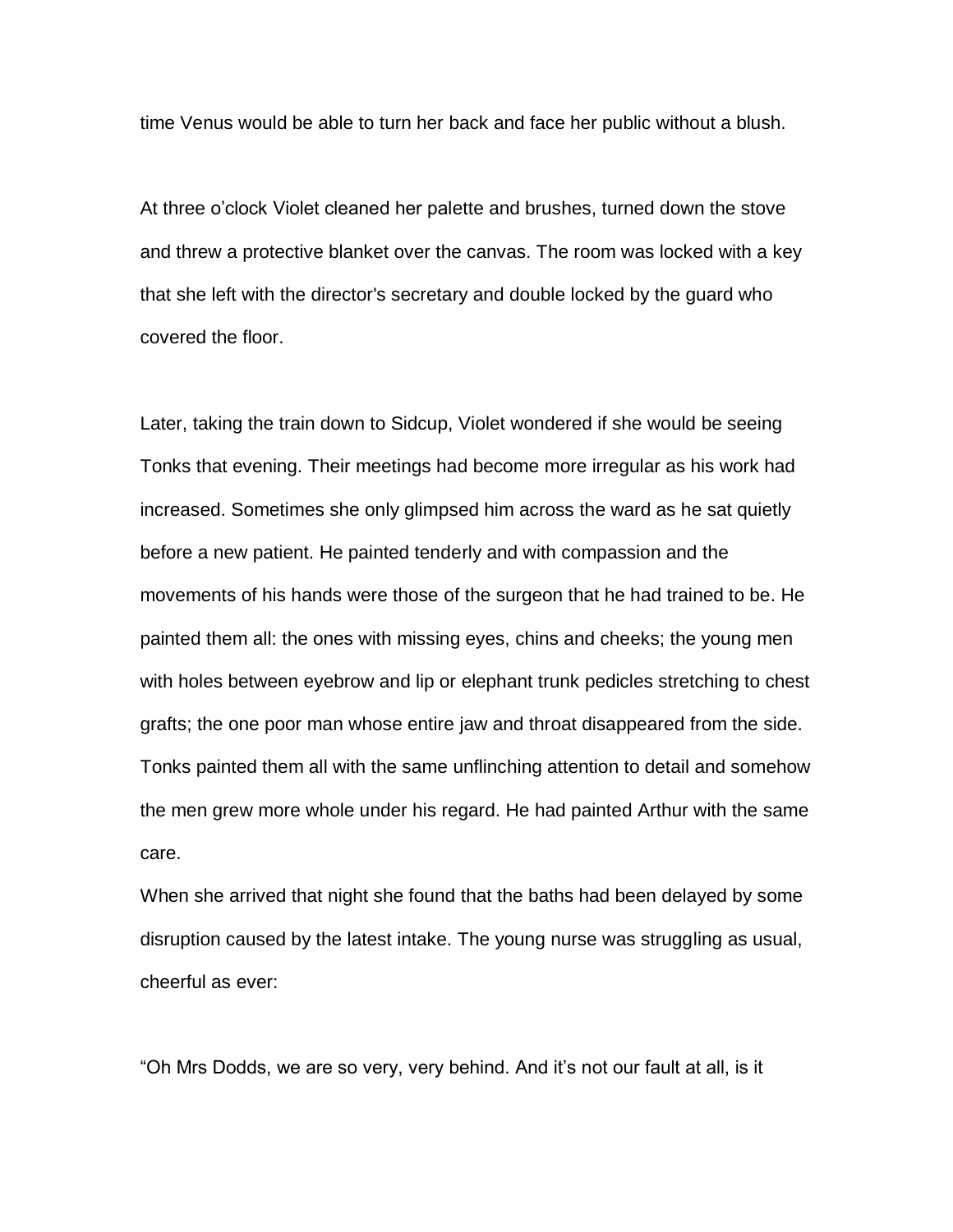time Venus would be able to turn her back and face her public without a blush.

At three o'clock Violet cleaned her palette and brushes, turned down the stove and threw a protective blanket over the canvas. The room was locked with a key that she left with the director's secretary and double locked by the guard who covered the floor.

Later, taking the train down to Sidcup, Violet wondered if she would be seeing Tonks that evening. Their meetings had become more irregular as his work had increased. Sometimes she only glimpsed him across the ward as he sat quietly before a new patient. He painted tenderly and with compassion and the movements of his hands were those of the surgeon that he had trained to be. He painted them all: the ones with missing eyes, chins and cheeks; the young men with holes between eyebrow and lip or elephant trunk pedicles stretching to chest grafts; the one poor man whose entire jaw and throat disappeared from the side. Tonks painted them all with the same unflinching attention to detail and somehow the men grew more whole under his regard. He had painted Arthur with the same care.

When she arrived that night she found that the baths had been delayed by some disruption caused by the latest intake. The young nurse was struggling as usual, cheerful as ever:

"Oh Mrs Dodds, we are so very, very behind. And it's not our fault at all, is it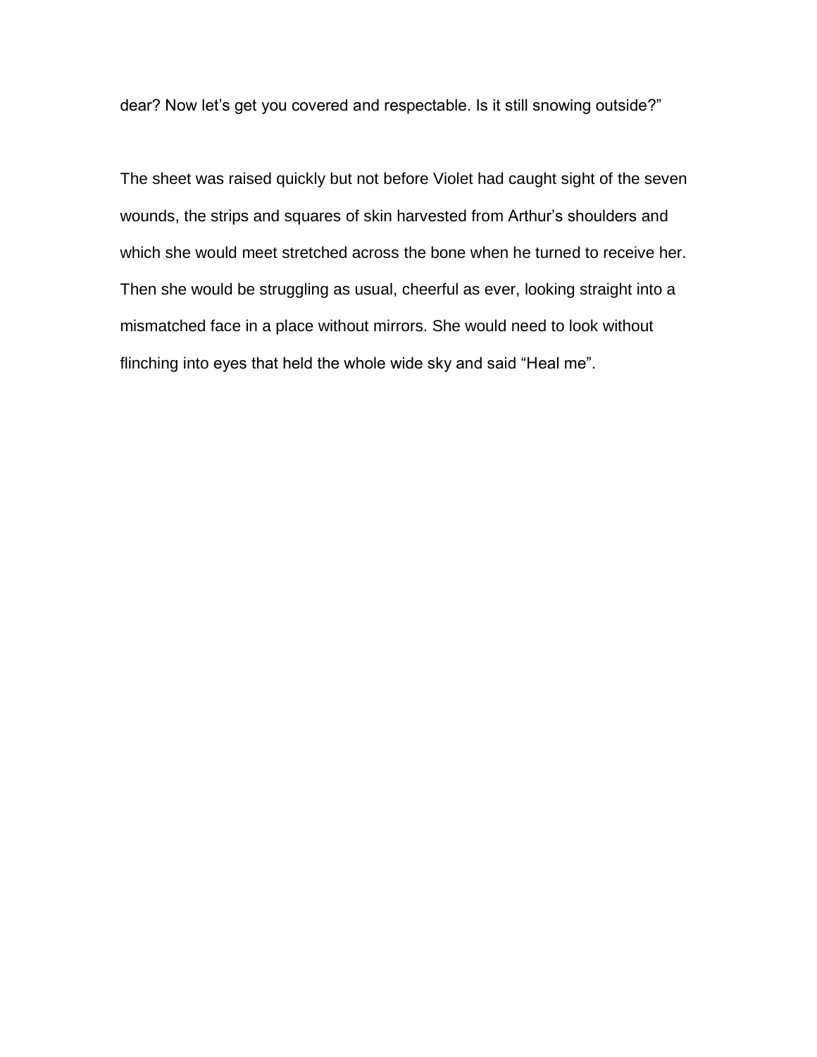dear? Now let's get you covered and respectable. Is it still snowing outside?"

The sheet was raised quickly but not before Violet had caught sight of the seven wounds, the strips and squares of skin harvested from Arthur's shoulders and which she would meet stretched across the bone when he turned to receive her. Then she would be struggling as usual, cheerful as ever, looking straight into a mismatched face in a place without mirrors. She would need to look without flinching into eyes that held the whole wide sky and said "Heal me".